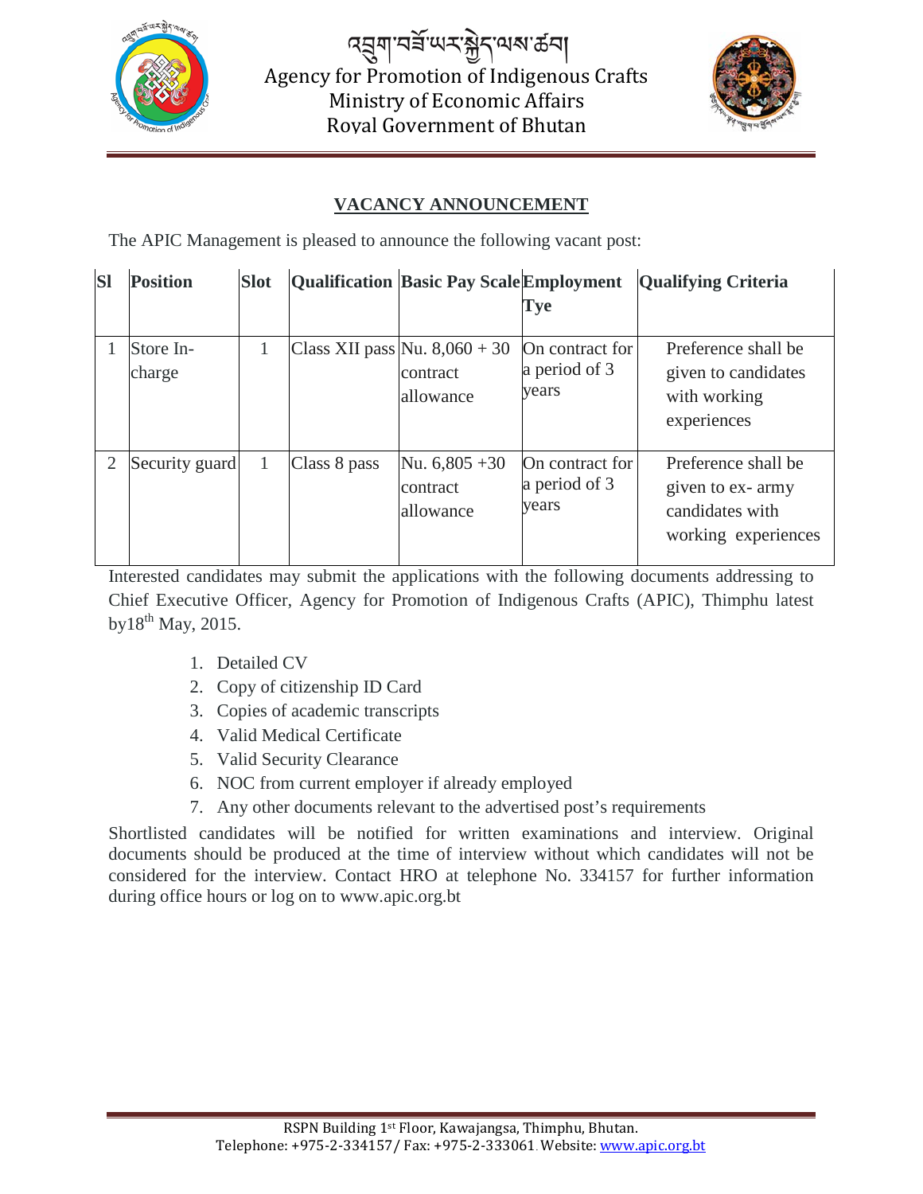# འབྲུག་བཟོ་ཡར་སྐྱེད་ལས་ཚབ།

# Agency for Promotion of Indigenous Crafts

## Ministry of Economic Affairs

## Royal Government of Bhutan

## VACANCY ANNOUNCEMENT

The APIC Management is pleased to announce the following vacant post:

| Sl | Position | Slot | Qualification | Basic Pay Scale | Employment Tye | Qualifying Criteria |
|---|---|---|---|---|---|---|
| 1 | Store In-charge | 1 | Class XII pass | Nu. 8,060 + 30 contract allowance | On contract for a period of 3 years | Preference shall be given to candidates with working experiences |
| 2 | Security guard | 1 | Class 8 pass | Nu. 6,805 +30 contract allowance | On contract for a period of 3 years | Preference shall be given to ex- army candidates with working experiences |

Interested candidates may submit the applications with the following documents addressing to Chief Executive Officer, Agency for Promotion of Indigenous Crafts (APIC), Thimphu latest by18th May, 2015.

1. Detailed CV
2. Copy of citizenship ID Card
3. Copies of academic transcripts
4. Valid Medical Certificate
5. Valid Security Clearance
6. NOC from current employer if already employed
7. Any other documents relevant to the advertised post's requirements

Shortlisted candidates will be notified for written examinations and interview. Original documents should be produced at the time of interview without which candidates will not be considered for the interview. Contact HRO at telephone No. 334157 for further information during office hours or log on to www.apic.org.bt

RSPN Building 1st Floor, Kawajangsa, Thimphu, Bhutan.
Telephone: +975-2-334157/ Fax: +975-2-333061. Website: www.apic.org.bt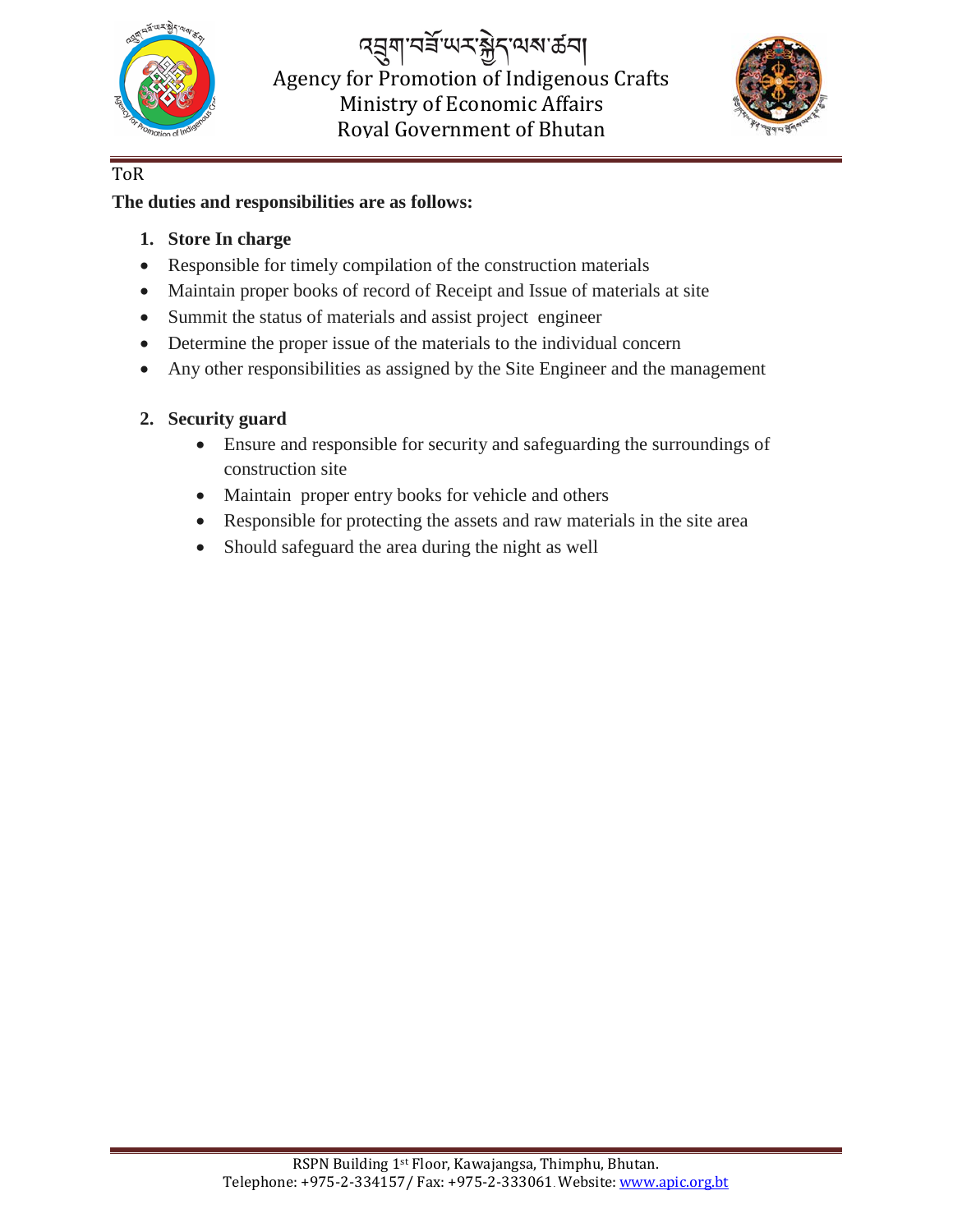ToR

**The duties and responsibilities are as follows:**

1. **Store In charge**

- Responsible for timely compilation of the construction materials
- Maintain proper books of record of Receipt and Issue of materials at site
- Summit the status of materials and assist project engineer
- Determine the proper issue of the materials to the individual concern
- Any other responsibilities as assigned by the Site Engineer and the management

2. **Security guard**

   - Ensure and responsible for security and safeguarding the surroundings of construction site
   - Maintain proper entry books for vehicle and others
   - Responsible for protecting the assets and raw materials in the site area
   - Should safeguard the area during the night as well